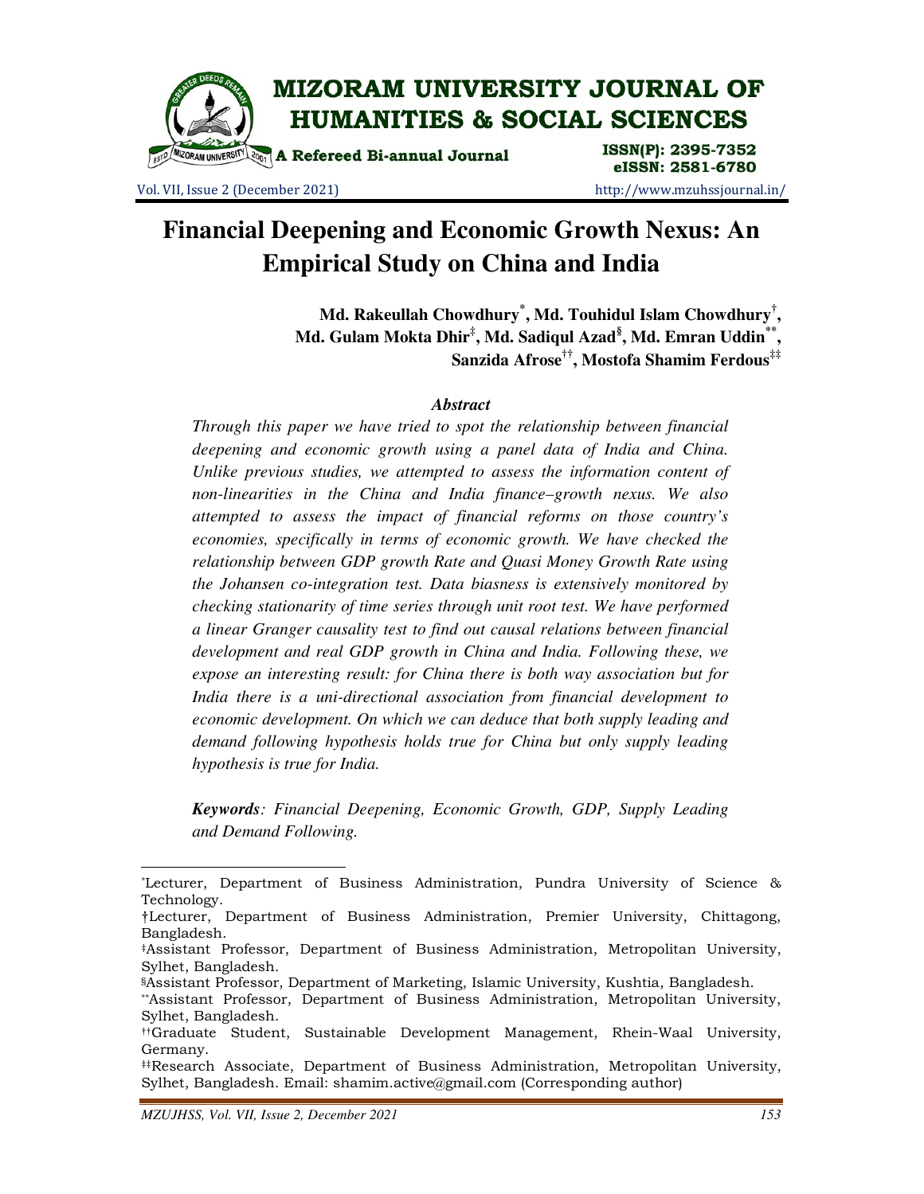# Financial Deepening and Economic Growth Nexus: An Empirical Study on China and India

**Md. Rakeullah Chowdhury[*], Md. Touhidul Islam Chowdhury[†], Md. Gulam Mokta Dhir[‡], Md. Sadiqul Azad[§], Md. Emran Uddin[**], Sanzida Afrose[††], Mostofa Shamim Ferdous[‡‡]**

### *Abstract*

*Through this paper we have tried to spot the relationship between financial deepening and economic growth using a panel data of India and China. Unlike previous studies, we attempted to assess the information content of non-linearities in the China and India finance–growth nexus. We also attempted to assess the impact of financial reforms on those country's economies, specifically in terms of economic growth. We have checked the relationship between GDP growth Rate and Quasi Money Growth Rate using the Johansen co-integration test. Data biasness is extensively monitored by checking stationarity of time series through unit root test. We have performed a linear Granger causality test to find out causal relations between financial development and real GDP growth in China and India. Following these, we expose an interesting result: for China there is both way association but for India there is a uni-directional association from financial development to economic development. On which we can deduce that both supply leading and demand following hypothesis holds true for China but only supply leading hypothesis is true for India.*

***Keywords**: Financial Deepening, Economic Growth, GDP, Supply Leading and Demand Following.*

---

[*] Lecturer, Department of Business Administration, Pundra University of Science & Technology.

[†] Lecturer, Department of Business Administration, Premier University, Chittagong, Bangladesh.

[‡] Assistant Professor, Department of Business Administration, Metropolitan University, Sylhet, Bangladesh.

[§] Assistant Professor, Department of Marketing, Islamic University, Kushtia, Bangladesh.

[**] Assistant Professor, Department of Business Administration, Metropolitan University, Sylhet, Bangladesh.

[††] Graduate Student, Sustainable Development Management, Rhein-Waal University, Germany.

[‡‡] Research Associate, Department of Business Administration, Metropolitan University, Sylhet, Bangladesh. Email: shamim.active@gmail.com (Corresponding author)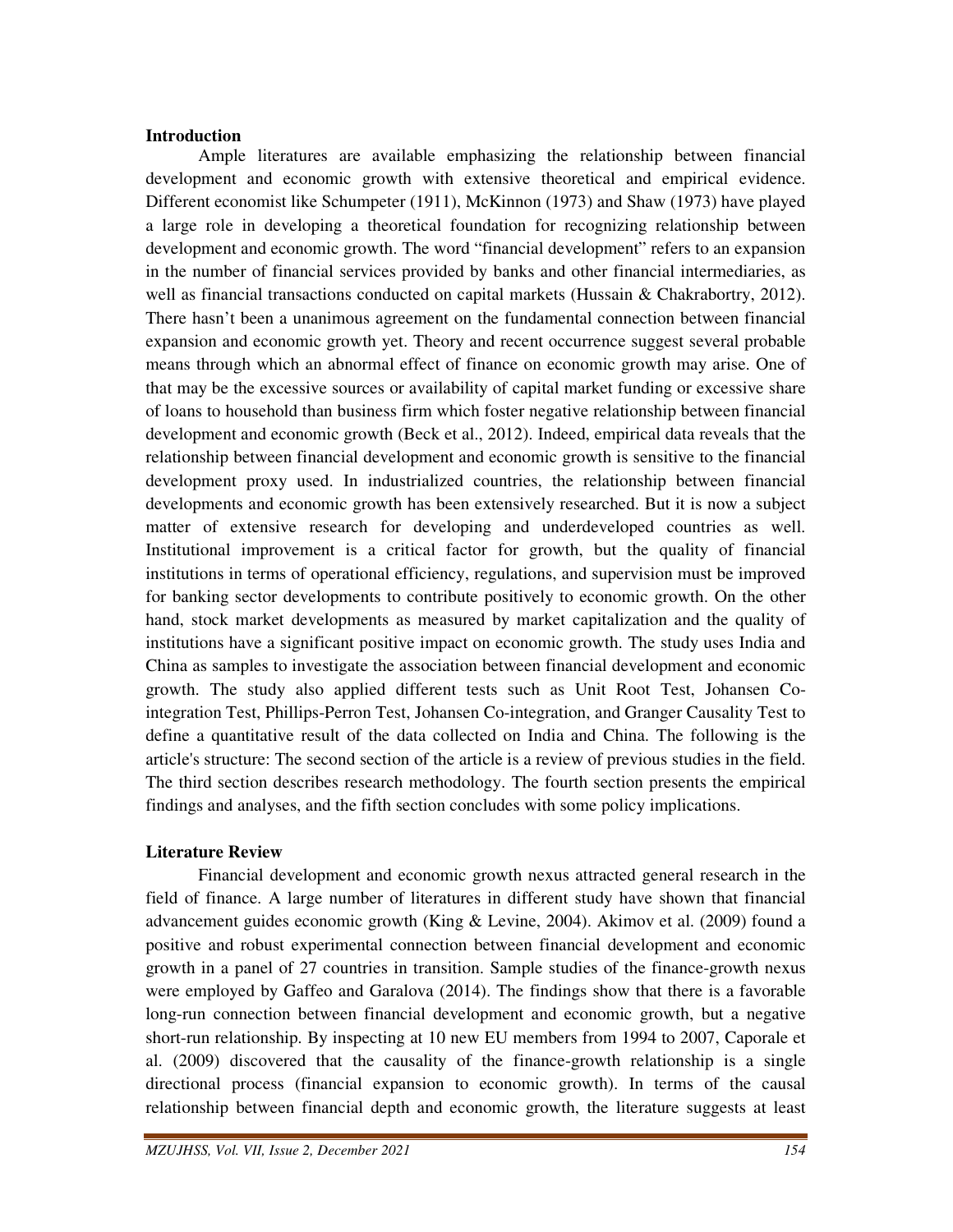## Introduction

Ample literatures are available emphasizing the relationship between financial development and economic growth with extensive theoretical and empirical evidence. Different economist like Schumpeter (1911), McKinnon (1973) and Shaw (1973) have played a large role in developing a theoretical foundation for recognizing relationship between development and economic growth. The word "financial development" refers to an expansion in the number of financial services provided by banks and other financial intermediaries, as well as financial transactions conducted on capital markets (Hussain & Chakrabortry, 2012). There hasn't been a unanimous agreement on the fundamental connection between financial expansion and economic growth yet. Theory and recent occurrence suggest several probable means through which an abnormal effect of finance on economic growth may arise. One of that may be the excessive sources or availability of capital market funding or excessive share of loans to household than business firm which foster negative relationship between financial development and economic growth (Beck et al., 2012). Indeed, empirical data reveals that the relationship between financial development and economic growth is sensitive to the financial development proxy used. In industrialized countries, the relationship between financial developments and economic growth has been extensively researched. But it is now a subject matter of extensive research for developing and underdeveloped countries as well. Institutional improvement is a critical factor for growth, but the quality of financial institutions in terms of operational efficiency, regulations, and supervision must be improved for banking sector developments to contribute positively to economic growth. On the other hand, stock market developments as measured by market capitalization and the quality of institutions have a significant positive impact on economic growth. The study uses India and China as samples to investigate the association between financial development and economic growth. The study also applied different tests such as Unit Root Test, Johansen Co-integration Test, Phillips-Perron Test, Johansen Co-integration, and Granger Causality Test to define a quantitative result of the data collected on India and China. The following is the article's structure: The second section of the article is a review of previous studies in the field. The third section describes research methodology. The fourth section presents the empirical findings and analyses, and the fifth section concludes with some policy implications.

## Literature Review

Financial development and economic growth nexus attracted general research in the field of finance. A large number of literatures in different study have shown that financial advancement guides economic growth (King & Levine, 2004). Akimov et al. (2009) found a positive and robust experimental connection between financial development and economic growth in a panel of 27 countries in transition. Sample studies of the finance-growth nexus were employed by Gaffeo and Garalova (2014). The findings show that there is a favorable long-run connection between financial development and economic growth, but a negative short-run relationship. By inspecting at 10 new EU members from 1994 to 2007, Caporale et al. (2009) discovered that the causality of the finance-growth relationship is a single directional process (financial expansion to economic growth). In terms of the causal relationship between financial depth and economic growth, the literature suggests at least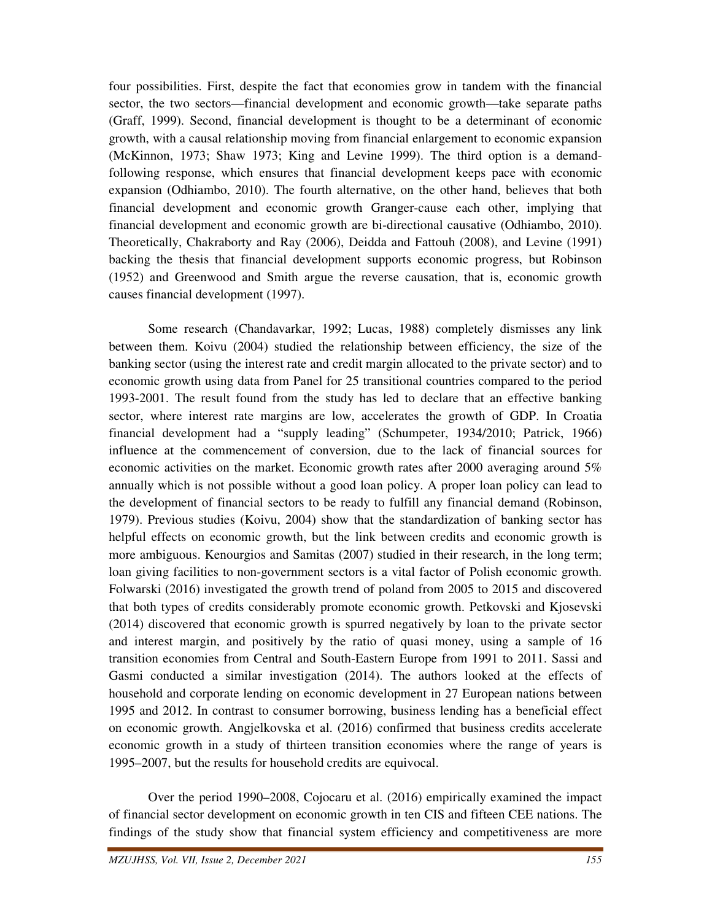four possibilities. First, despite the fact that economies grow in tandem with the financial sector, the two sectors—financial development and economic growth—take separate paths (Graff, 1999). Second, financial development is thought to be a determinant of economic growth, with a causal relationship moving from financial enlargement to economic expansion (McKinnon, 1973; Shaw 1973; King and Levine 1999). The third option is a demand-following response, which ensures that financial development keeps pace with economic expansion (Odhiambo, 2010). The fourth alternative, on the other hand, believes that both financial development and economic growth Granger-cause each other, implying that financial development and economic growth are bi-directional causative (Odhiambo, 2010). Theoretically, Chakraborty and Ray (2006), Deidda and Fattouh (2008), and Levine (1991) backing the thesis that financial development supports economic progress, but Robinson (1952) and Greenwood and Smith argue the reverse causation, that is, economic growth causes financial development (1997).

Some research (Chandavarkar, 1992; Lucas, 1988) completely dismisses any link between them. Koivu (2004) studied the relationship between efficiency, the size of the banking sector (using the interest rate and credit margin allocated to the private sector) and to economic growth using data from Panel for 25 transitional countries compared to the period 1993-2001. The result found from the study has led to declare that an effective banking sector, where interest rate margins are low, accelerates the growth of GDP. In Croatia financial development had a "supply leading" (Schumpeter, 1934/2010; Patrick, 1966) influence at the commencement of conversion, due to the lack of financial sources for economic activities on the market. Economic growth rates after 2000 averaging around 5% annually which is not possible without a good loan policy. A proper loan policy can lead to the development of financial sectors to be ready to fulfill any financial demand (Robinson, 1979). Previous studies (Koivu, 2004) show that the standardization of banking sector has helpful effects on economic growth, but the link between credits and economic growth is more ambiguous. Kenourgios and Samitas (2007) studied in their research, in the long term; loan giving facilities to non-government sectors is a vital factor of Polish economic growth. Folwarski (2016) investigated the growth trend of poland from 2005 to 2015 and discovered that both types of credits considerably promote economic growth. Petkovski and Kjosevski (2014) discovered that economic growth is spurred negatively by loan to the private sector and interest margin, and positively by the ratio of quasi money, using a sample of 16 transition economies from Central and South-Eastern Europe from 1991 to 2011. Sassi and Gasmi conducted a similar investigation (2014). The authors looked at the effects of household and corporate lending on economic development in 27 European nations between 1995 and 2012. In contrast to consumer borrowing, business lending has a beneficial effect on economic growth. Angjelkovska et al. (2016) confirmed that business credits accelerate economic growth in a study of thirteen transition economies where the range of years is 1995–2007, but the results for household credits are equivocal.

Over the period 1990–2008, Cojocaru et al. (2016) empirically examined the impact of financial sector development on economic growth in ten CIS and fifteen CEE nations. The findings of the study show that financial system efficiency and competitiveness are more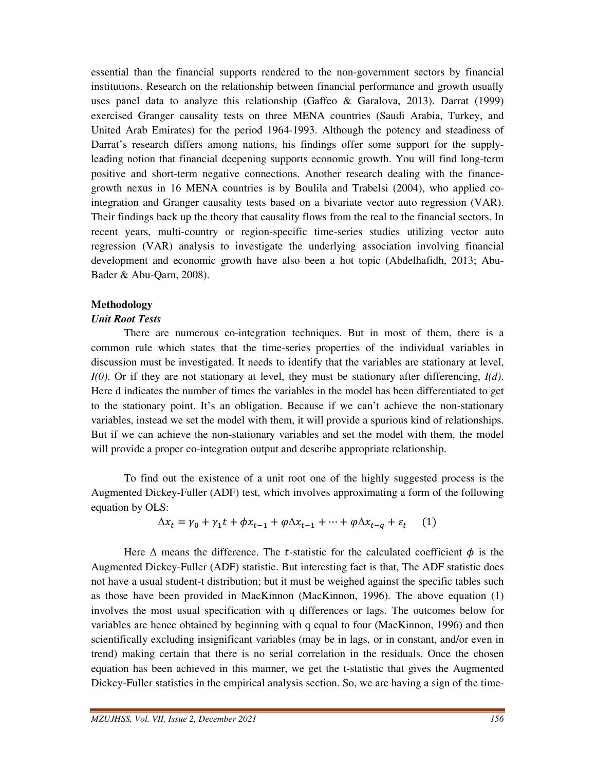essential than the financial supports rendered to the non-government sectors by financial institutions. Research on the relationship between financial performance and growth usually uses panel data to analyze this relationship (Gaffeo & Garalova, 2013). Darrat (1999) exercised Granger causality tests on three MENA countries (Saudi Arabia, Turkey, and United Arab Emirates) for the period 1964-1993. Although the potency and steadiness of Darrat's research differs among nations, his findings offer some support for the supply-leading notion that financial deepening supports economic growth. You will find long-term positive and short-term negative connections. Another research dealing with the finance-growth nexus in 16 MENA countries is by Boulila and Trabelsi (2004), who applied co-integration and Granger causality tests based on a bivariate vector auto regression (VAR). Their findings back up the theory that causality flows from the real to the financial sectors. In recent years, multi-country or region-specific time-series studies utilizing vector auto regression (VAR) analysis to investigate the underlying association involving financial development and economic growth have also been a hot topic (Abdelhafidh, 2013; Abu-Bader & Abu-Qarn, 2008).

## Methodology

### *Unit Root Tests*

There are numerous co-integration techniques. But in most of them, there is a common rule which states that the time-series properties of the individual variables in discussion must be investigated. It needs to identify that the variables are stationary at level, *I(0)*. Or if they are not stationary at level, they must be stationary after differencing, *I(d)*. Here d indicates the number of times the variables in the model has been differentiated to get to the stationary point. It's an obligation. Because if we can't achieve the non-stationary variables, instead we set the model with them, it will provide a spurious kind of relationships. But if we can achieve the non-stationary variables and set the model with them, the model will provide a proper co-integration output and describe appropriate relationship.

To find out the existence of a unit root one of the highly suggested process is the Augmented Dickey-Fuller (ADF) test, which involves approximating a form of the following equation by OLS:

$$\Delta x_t = \gamma_0 + \gamma_1 t + \phi x_{t-1} + \varphi \Delta x_{t-1} + \cdots + \varphi \Delta x_{t-q} + \varepsilon_t \qquad (1)$$

Here $\Delta$ means the difference. The $t$-statistic for the calculated coefficient $\phi$ is the Augmented Dickey-Fuller (ADF) statistic. But interesting fact is that, The ADF statistic does not have a usual student-t distribution; but it must be weighed against the specific tables such as those have been provided in MacKinnon (MacKinnon, 1996). The above equation (1) involves the most usual specification with q differences or lags. The outcomes below for variables are hence obtained by beginning with q equal to four (MacKinnon, 1996) and then scientifically excluding insignificant variables (may be in lags, or in constant, and/or even in trend) making certain that there is no serial correlation in the residuals. Once the chosen equation has been achieved in this manner, we get the t-statistic that gives the Augmented Dickey-Fuller statistics in the empirical analysis section. So, we are having a sign of the time-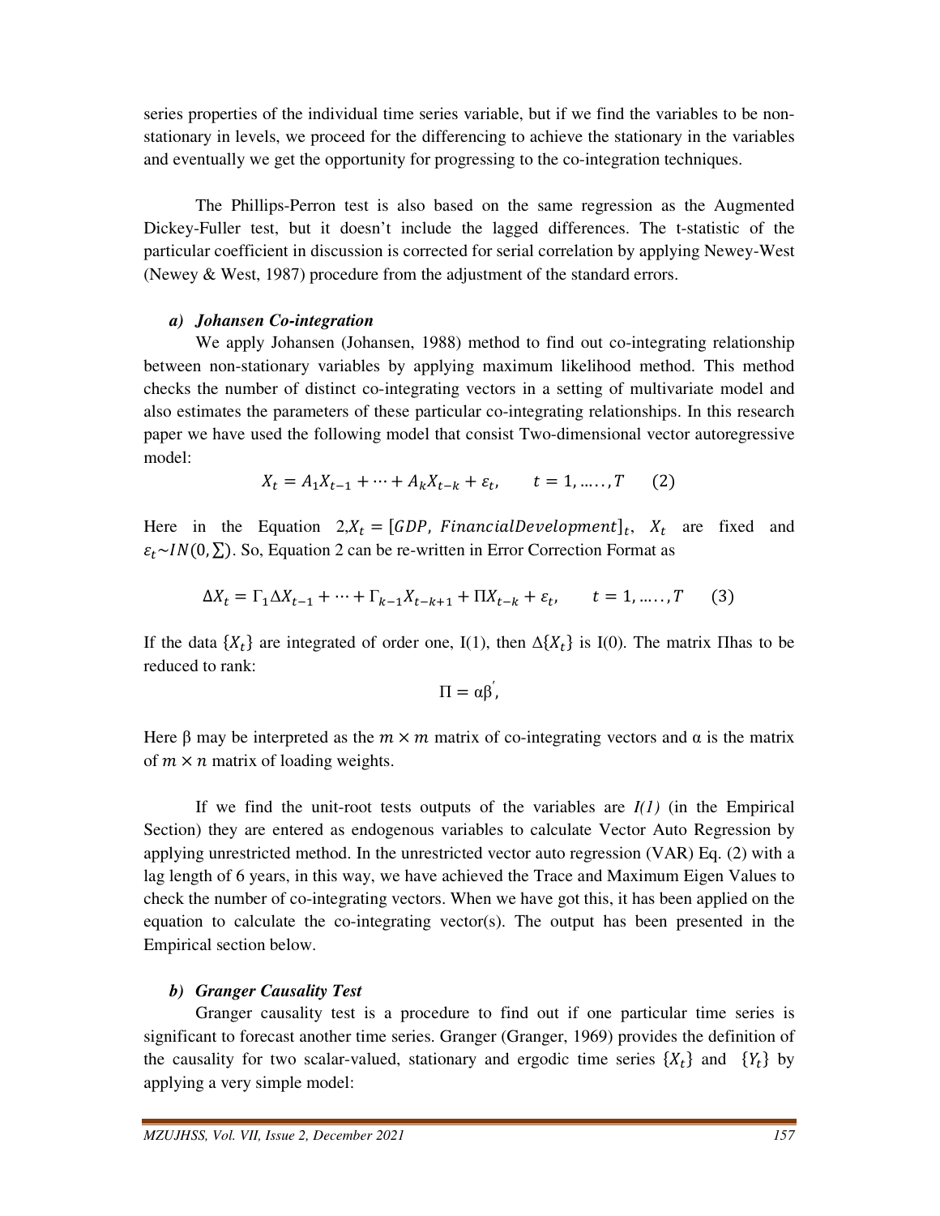series properties of the individual time series variable, but if we find the variables to be non-stationary in levels, we proceed for the differencing to achieve the stationary in the variables and eventually we get the opportunity for progressing to the co-integration techniques.

The Phillips-Perron test is also based on the same regression as the Augmented Dickey-Fuller test, but it doesn't include the lagged differences. The t-statistic of the particular coefficient in discussion is corrected for serial correlation by applying Newey-West (Newey & West, 1987) procedure from the adjustment of the standard errors.

***a) Johansen Co-integration***

We apply Johansen (Johansen, 1988) method to find out co-integrating relationship between non-stationary variables by applying maximum likelihood method. This method checks the number of distinct co-integrating vectors in a setting of multivariate model and also estimates the parameters of these particular co-integrating relationships. In this research paper we have used the following model that consist Two-dimensional vector autoregressive model:

$$X_t = A_1 X_{t-1} + \cdots + A_k X_{t-k} + \varepsilon_t, \qquad t = 1, \ldots\ldots, T \qquad (2)$$

Here in the Equation 2, $X_t = [GDP,\ FinancialDevelopment]_t$, $X_t$ are fixed and $\varepsilon_t \sim IN(0, \sum)$. So, Equation 2 can be re-written in Error Correction Format as

$$\Delta X_t = \Gamma_1 \Delta X_{t-1} + \cdots + \Gamma_{k-1} X_{t-k+1} + \Pi X_{t-k} + \varepsilon_t, \qquad t = 1, \ldots\ldots, T \qquad (3)$$

If the data $\{X_t\}$ are integrated of order one, I(1), then $\Delta\{X_t\}$ is I(0). The matrix $\Pi$has to be reduced to rank:

$$\Pi = \alpha\beta^{'},$$

Here $\beta$ may be interpreted as the $m \times m$ matrix of co-integrating vectors and $\alpha$ is the matrix of $m \times n$ matrix of loading weights.

If we find the unit-root tests outputs of the variables are *I(1)* (in the Empirical Section) they are entered as endogenous variables to calculate Vector Auto Regression by applying unrestricted method. In the unrestricted vector auto regression (VAR) Eq. (2) with a lag length of 6 years, in this way, we have achieved the Trace and Maximum Eigen Values to check the number of co-integrating vectors. When we have got this, it has been applied on the equation to calculate the co-integrating vector(s). The output has been presented in the Empirical section below.

***b) Granger Causality Test***

Granger causality test is a procedure to find out if one particular time series is significant to forecast another time series. Granger (Granger, 1969) provides the definition of the causality for two scalar-valued, stationary and ergodic time series $\{X_t\}$ and $\{Y_t\}$ by applying a very simple model: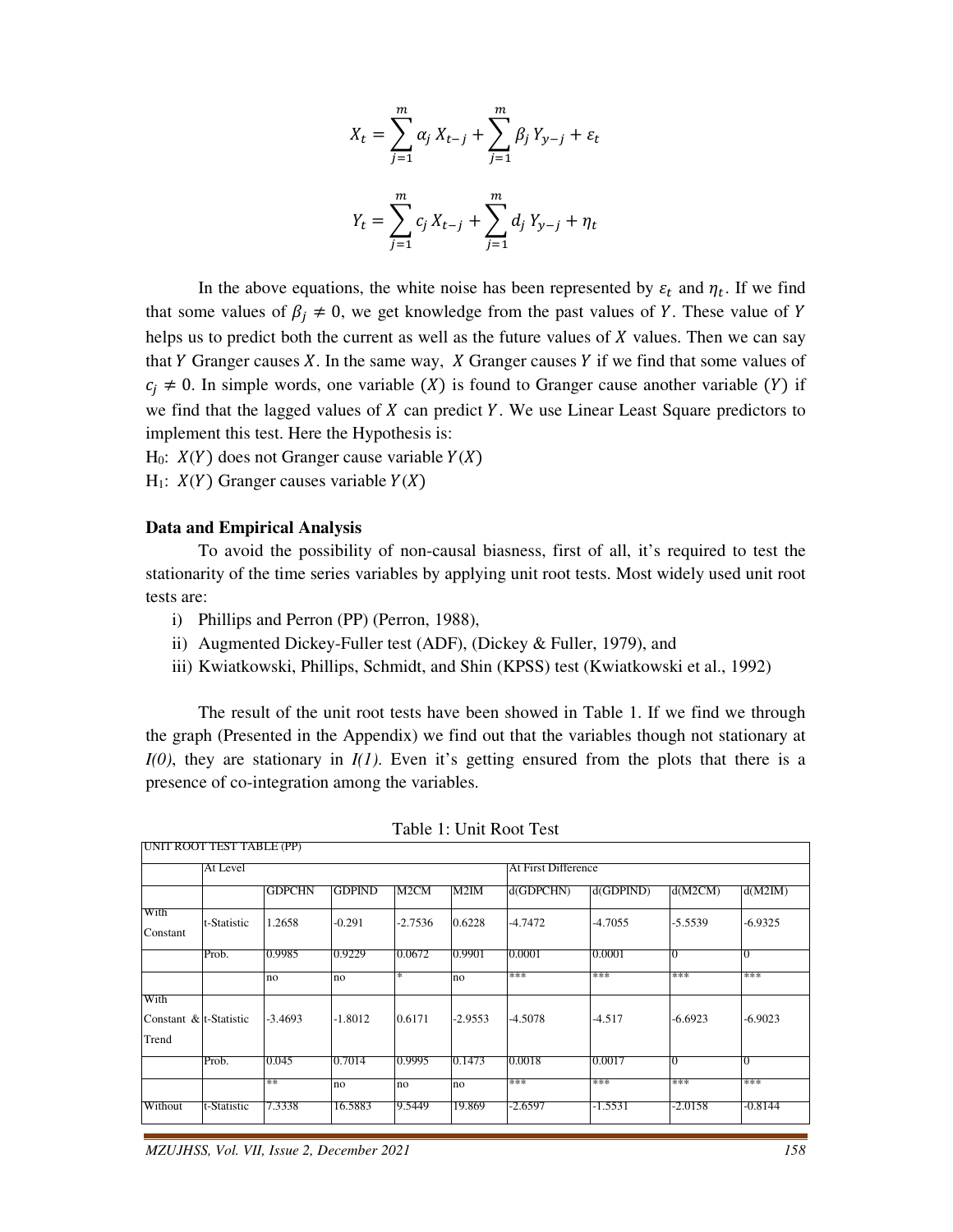$$X_t = \sum_{j=1}^{m} \alpha_j X_{t-j} + \sum_{j=1}^{m} \beta_j Y_{y-j} + \varepsilon_t$$

$$Y_t = \sum_{j=1}^{m} c_j X_{t-j} + \sum_{j=1}^{m} d_j Y_{y-j} + \eta_t$$

In the above equations, the white noise has been represented by $\varepsilon_t$ and $\eta_t$. If we find that some values of $\beta_j \neq 0$, we get knowledge from the past values of $Y$. These value of $Y$ helps us to predict both the current as well as the future values of $X$ values. Then we can say that $Y$ Granger causes $X$. In the same way, $X$ Granger causes $Y$ if we find that some values of $c_j \neq 0$. In simple words, one variable $(X)$ is found to Granger cause another variable $(Y)$ if we find that the lagged values of $X$ can predict $Y$. We use Linear Least Square predictors to implement this test. Here the Hypothesis is:

$H_0$: $X(Y)$ does not Granger cause variable $Y(X)$

$H_1$: $X(Y)$ Granger causes variable $Y(X)$

**Data and Empirical Analysis**

To avoid the possibility of non-causal biasness, first of all, it's required to test the stationarity of the time series variables by applying unit root tests. Most widely used unit root tests are:

i) Phillips and Perron (PP) (Perron, 1988),
ii) Augmented Dickey-Fuller test (ADF), (Dickey & Fuller, 1979), and
iii) Kwiatkowski, Phillips, Schmidt, and Shin (KPSS) test (Kwiatkowski et al., 1992)

The result of the unit root tests have been showed in Table 1. If we find we through the graph (Presented in the Appendix) we find out that the variables though not stationary at *I(0)*, they are stationary in *I(1)*. Even it's getting ensured from the plots that there is a presence of co-integration among the variables.

Table 1: Unit Root Test

| UNIT ROOT TEST TABLE (PP) | | | | | | | | | |
|---|---|---|---|---|---|---|---|---|---|
| | At Level | | | | | At First Difference | | | |
| | | GDPCHN | GDPIND | M2CM | M2IM | d(GDPCHN) | d(GDPIND) | d(M2CM) | d(M2IM) |
| With Constant | t-Statistic | 1.2658 | -0.291 | -2.7536 | 0.6228 | -4.7472 | -4.7055 | -5.5539 | -6.9325 |
| | Prob. | 0.9985 | 0.9229 | 0.0672 | 0.9901 | 0.0001 | 0.0001 | 0 | 0 |
| | | no | no | * | no | *** | *** | *** | *** |
| With Constant & Trend | t-Statistic | -3.4693 | -1.8012 | 0.6171 | -2.9553 | -4.5078 | -4.517 | -6.6923 | -6.9023 |
| | Prob. | 0.045 | 0.7014 | 0.9995 | 0.1473 | 0.0018 | 0.0017 | 0 | 0 |
| | | ** | no | no | no | *** | *** | *** | *** |
| Without | t-Statistic | 7.3338 | 16.5883 | 9.5449 | 19.869 | -2.6597 | -1.5531 | -2.0158 | -0.8144 |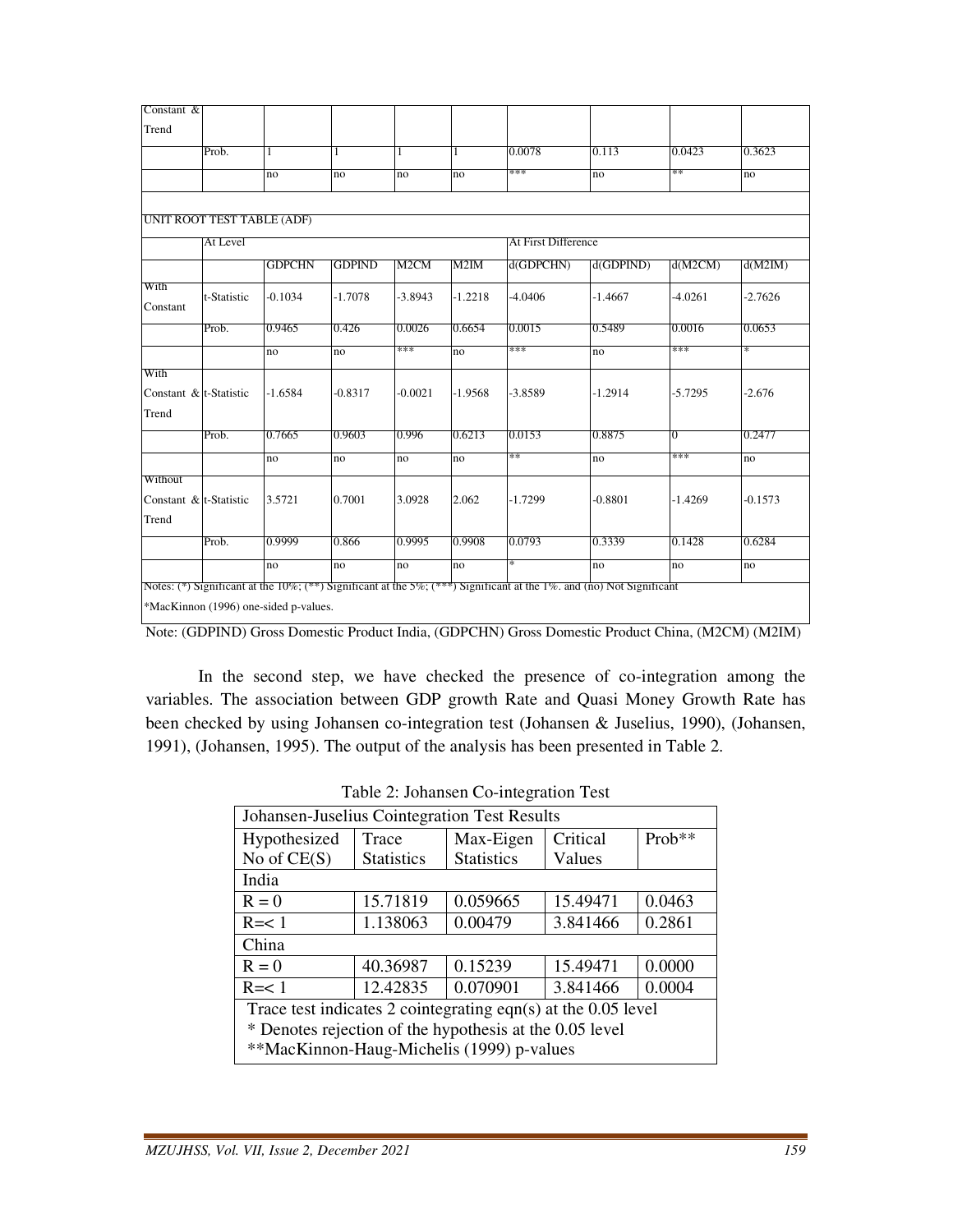| | | | | | | | | | |
|---|---|---|---|---|---|---|---|---|---|
| Constant & Trend | | | | | | | | | |
| | Prob. | 1 | 1 | 1 | 1 | 0.0078 | 0.113 | 0.0423 | 0.3623 |
| | | no | no | no | no | *** | no | ** | no |

UNIT ROOT TEST TABLE (ADF)

| | | At Level | | | | At First Difference | | | |
|---|---|---|---|---|---|---|---|---|---|
| | | GDPCHN | GDPIND | M2CM | M2IM | d(GDPCHN) | d(GDPIND) | d(M2CM) | d(M2IM) |
| With Constant | t-Statistic | -0.1034 | -1.7078 | -3.8943 | -1.2218 | -4.0406 | -1.4667 | -4.0261 | -2.7626 |
| | Prob. | 0.9465 | 0.426 | 0.0026 | 0.6654 | 0.0015 | 0.5489 | 0.0016 | 0.0653 |
| | | no | no | *** | no | *** | no | *** | * |
| With Constant & Trend | t-Statistic | -1.6584 | -0.8317 | -0.0021 | -1.9568 | -3.8589 | -1.2914 | -5.7295 | -2.676 |
| | Prob. | 0.7665 | 0.9603 | 0.996 | 0.6213 | 0.0153 | 0.8875 | 0 | 0.2477 |
| | | no | no | no | no | ** | no | *** | no |
| Without Constant & Trend | t-Statistic | 3.5721 | 0.7001 | 3.0928 | 2.062 | -1.7299 | -0.8801 | -1.4269 | -0.1573 |
| | Prob. | 0.9999 | 0.866 | 0.9995 | 0.9908 | 0.0793 | 0.3339 | 0.1428 | 0.6284 |
| | | no | no | no | no | * | no | no | no |

Notes: (*) Significant at the 10%; (**) Significant at the 5%; (***) Significant at the 1%. and (no) Not Significant

*MacKinnon (1996) one-sided p-values.

Note: (GDPIND) Gross Domestic Product India, (GDPCHN) Gross Domestic Product China, (M2CM) (M2IM)

In the second step, we have checked the presence of co-integration among the variables. The association between GDP growth Rate and Quasi Money Growth Rate has been checked by using Johansen co-integration test (Johansen & Juselius, 1990), (Johansen, 1991), (Johansen, 1995). The output of the analysis has been presented in Table 2.

Table 2: Johansen Co-integration Test

| Johansen-Juselius Cointegration Test Results | | | | |
|---|---|---|---|---|
| Hypothesized No of CE(S) | Trace Statistics | Max-Eigen Statistics | Critical Values | Prob** |
| India | | | | |
| R = 0 | 15.71819 | 0.059665 | 15.49471 | 0.0463 |
| R=< 1 | 1.138063 | 0.00479 | 3.841466 | 0.2861 |
| China | | | | |
| R = 0 | 40.36987 | 0.15239 | 15.49471 | 0.0000 |
| R=< 1 | 12.42835 | 0.070901 | 3.841466 | 0.0004 |
| Trace test indicates 2 cointegrating eqn(s) at the 0.05 level | | | | |
| * Denotes rejection of the hypothesis at the 0.05 level | | | | |
| **MacKinnon-Haug-Michelis (1999) p-values | | | | |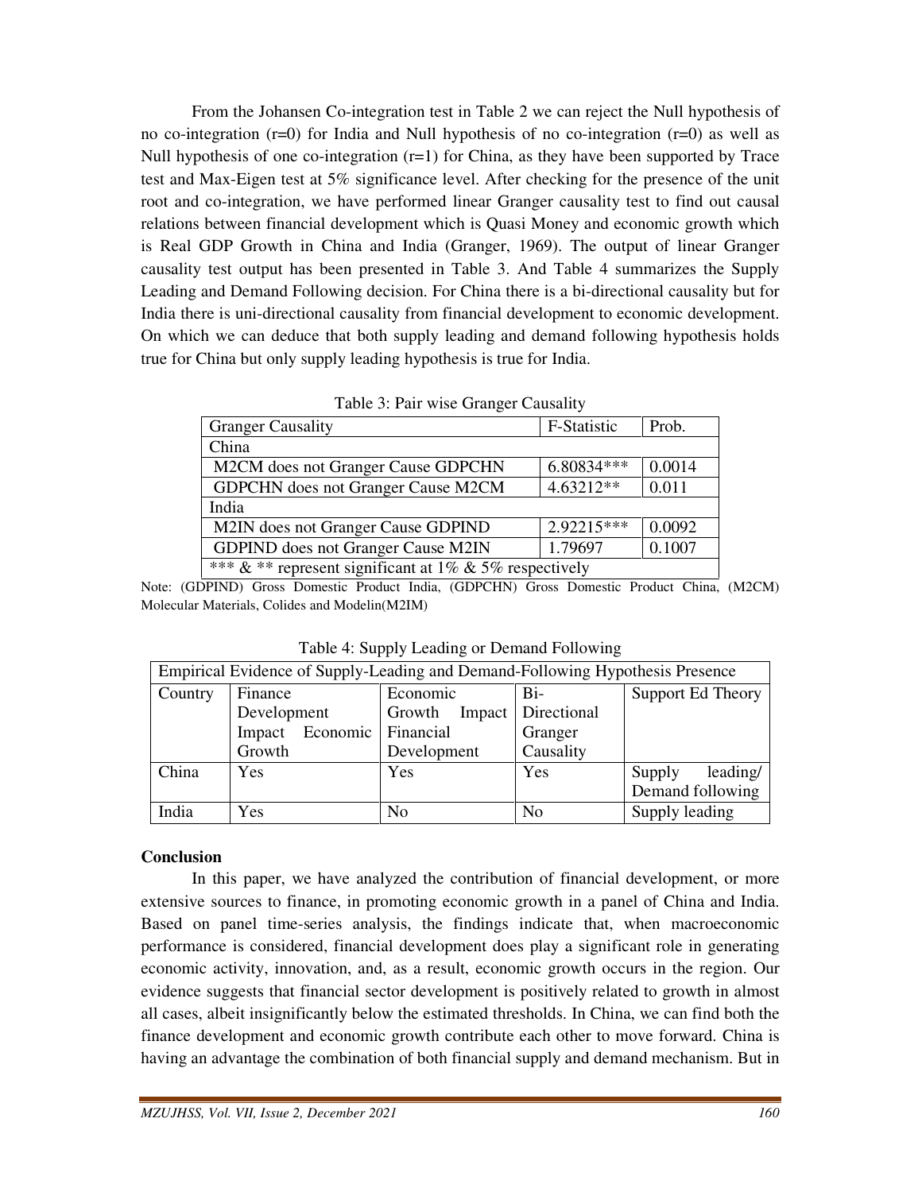From the Johansen Co-integration test in Table 2 we can reject the Null hypothesis of no co-integration (r=0) for India and Null hypothesis of no co-integration (r=0) as well as Null hypothesis of one co-integration (r=1) for China, as they have been supported by Trace test and Max-Eigen test at 5% significance level. After checking for the presence of the unit root and co-integration, we have performed linear Granger causality test to find out causal relations between financial development which is Quasi Money and economic growth which is Real GDP Growth in China and India (Granger, 1969). The output of linear Granger causality test output has been presented in Table 3. And Table 4 summarizes the Supply Leading and Demand Following decision. For China there is a bi-directional causality but for India there is uni-directional causality from financial development to economic development. On which we can deduce that both supply leading and demand following hypothesis holds true for China but only supply leading hypothesis is true for India.

Table 3: Pair wise Granger Causality

| Granger Causality | F-Statistic | Prob. |
|---|---|---|
| China | | |
| M2CM does not Granger Cause GDPCHN | 6.80834*** | 0.0014 |
| GDPCHN does not Granger Cause M2CM | 4.63212** | 0.011 |
| India | | |
| M2IN does not Granger Cause GDPIND | 2.92215*** | 0.0092 |
| GDPIND does not Granger Cause M2IN | 1.79697 | 0.1007 |
| *** & ** represent significant at 1% & 5% respectively | | |

Note: (GDPIND) Gross Domestic Product India, (GDPCHN) Gross Domestic Product China, (M2CM) Molecular Materials, Colides and Modelin(M2IM)

Table 4: Supply Leading or Demand Following

| Empirical Evidence of Supply-Leading and Demand-Following Hypothesis Presence | | | | |
|---|---|---|---|---|
| Country | Finance Development Impact Economic Growth | Economic Growth Impact Financial Development | Bi-Directional Granger Causality | Support Ed Theory |
| China | Yes | Yes | Yes | Supply leading/ Demand following |
| India | Yes | No | No | Supply leading |

## Conclusion

In this paper, we have analyzed the contribution of financial development, or more extensive sources to finance, in promoting economic growth in a panel of China and India. Based on panel time-series analysis, the findings indicate that, when macroeconomic performance is considered, financial development does play a significant role in generating economic activity, innovation, and, as a result, economic growth occurs in the region. Our evidence suggests that financial sector development is positively related to growth in almost all cases, albeit insignificantly below the estimated thresholds. In China, we can find both the finance development and economic growth contribute each other to move forward. China is having an advantage the combination of both financial supply and demand mechanism. But in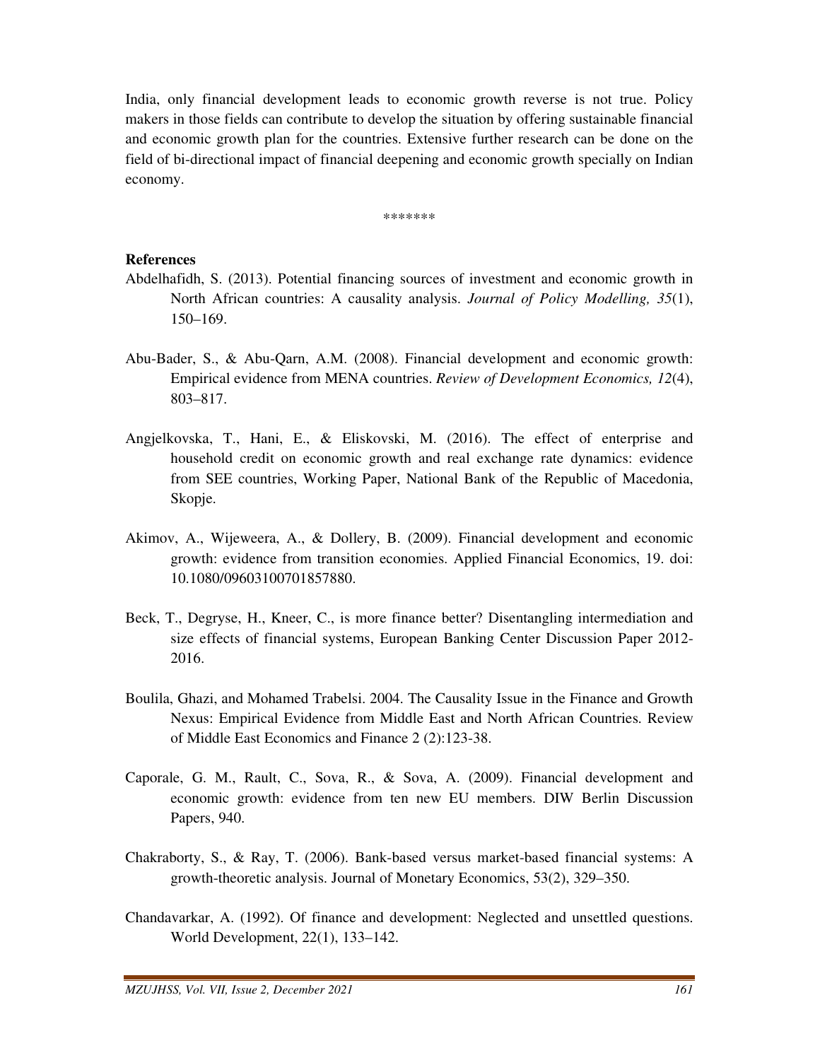India, only financial development leads to economic growth reverse is not true. Policy makers in those fields can contribute to develop the situation by offering sustainable financial and economic growth plan for the countries. Extensive further research can be done on the field of bi-directional impact of financial deepening and economic growth specially on Indian economy.

*******

**References**

Abdelhafidh, S. (2013). Potential financing sources of investment and economic growth in North African countries: A causality analysis. *Journal of Policy Modelling, 35*(1), 150–169.

Abu-Bader, S., & Abu-Qarn, A.M. (2008). Financial development and economic growth: Empirical evidence from MENA countries. *Review of Development Economics, 12*(4), 803–817.

Angjelkovska, T., Hani, E., & Eliskovski, M. (2016). The effect of enterprise and household credit on economic growth and real exchange rate dynamics: evidence from SEE countries, Working Paper, National Bank of the Republic of Macedonia, Skopje.

Akimov, A., Wijeweera, A., & Dollery, B. (2009). Financial development and economic growth: evidence from transition economies. Applied Financial Economics, 19. doi: 10.1080/09603100701857880.

Beck, T., Degryse, H., Kneer, C., is more finance better? Disentangling intermediation and size effects of financial systems, European Banking Center Discussion Paper 2012-2016.

Boulila, Ghazi, and Mohamed Trabelsi. 2004. The Causality Issue in the Finance and Growth Nexus: Empirical Evidence from Middle East and North African Countries. Review of Middle East Economics and Finance 2 (2):123-38.

Caporale, G. M., Rault, C., Sova, R., & Sova, A. (2009). Financial development and economic growth: evidence from ten new EU members. DIW Berlin Discussion Papers, 940.

Chakraborty, S., & Ray, T. (2006). Bank-based versus market-based financial systems: A growth-theoretic analysis. Journal of Monetary Economics, 53(2), 329–350.

Chandavarkar, A. (1992). Of finance and development: Neglected and unsettled questions. World Development, 22(1), 133–142.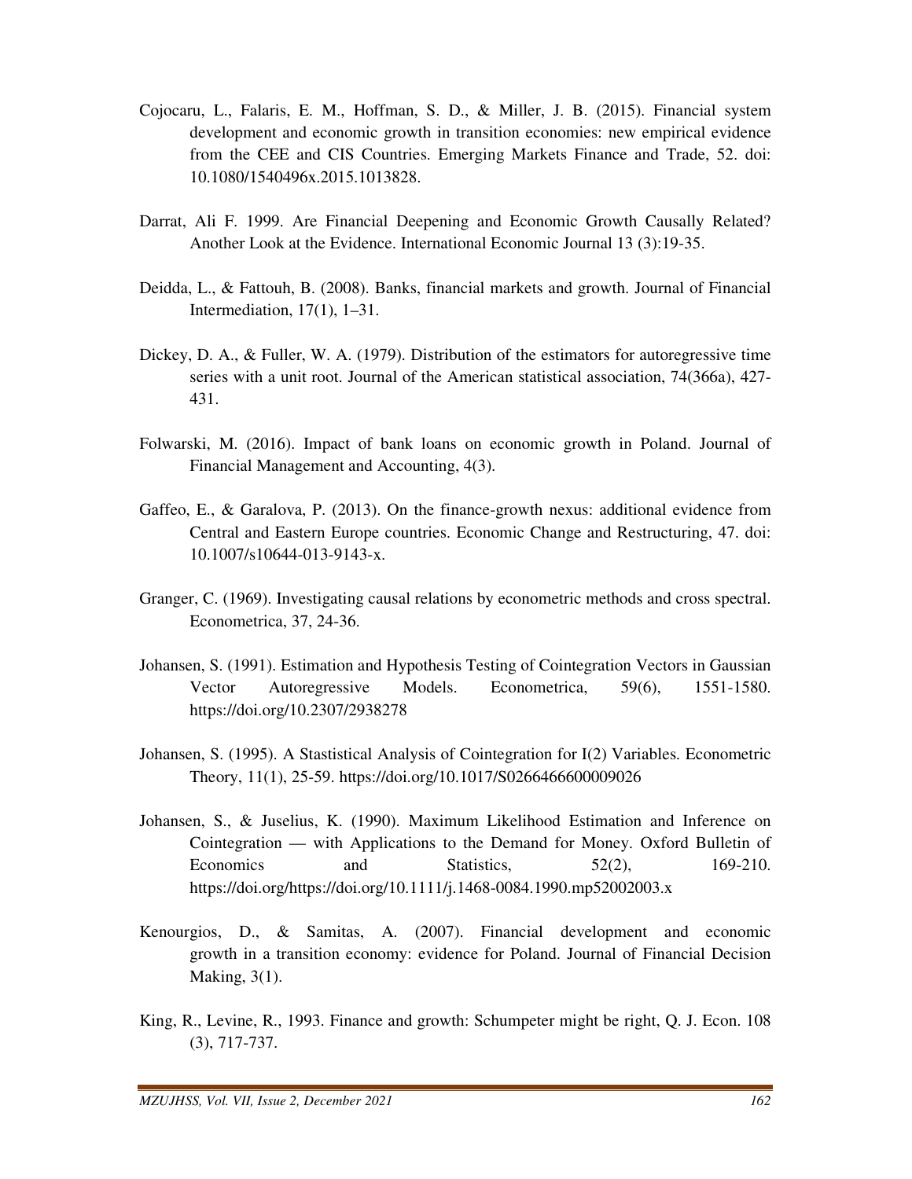Cojocaru, L., Falaris, E. M., Hoffman, S. D., & Miller, J. B. (2015). Financial system development and economic growth in transition economies: new empirical evidence from the CEE and CIS Countries. Emerging Markets Finance and Trade, 52. doi: 10.1080/1540496x.2015.1013828.

Darrat, Ali F. 1999. Are Financial Deepening and Economic Growth Causally Related? Another Look at the Evidence. International Economic Journal 13 (3):19-35.

Deidda, L., & Fattouh, B. (2008). Banks, financial markets and growth. Journal of Financial Intermediation, 17(1), 1–31.

Dickey, D. A., & Fuller, W. A. (1979). Distribution of the estimators for autoregressive time series with a unit root. Journal of the American statistical association, 74(366a), 427-431.

Folwarski, M. (2016). Impact of bank loans on economic growth in Poland. Journal of Financial Management and Accounting, 4(3).

Gaffeo, E., & Garalova, P. (2013). On the finance-growth nexus: additional evidence from Central and Eastern Europe countries. Economic Change and Restructuring, 47. doi: 10.1007/s10644-013-9143-x.

Granger, C. (1969). Investigating causal relations by econometric methods and cross spectral. Econometrica, 37, 24-36.

Johansen, S. (1991). Estimation and Hypothesis Testing of Cointegration Vectors in Gaussian Vector Autoregressive Models. Econometrica, 59(6), 1551-1580. https://doi.org/10.2307/2938278

Johansen, S. (1995). A Stastistical Analysis of Cointegration for I(2) Variables. Econometric Theory, 11(1), 25-59. https://doi.org/10.1017/S0266466600009026

Johansen, S., & Juselius, K. (1990). Maximum Likelihood Estimation and Inference on Cointegration — with Applications to the Demand for Money. Oxford Bulletin of Economics and Statistics, 52(2), 169-210. https://doi.org/https://doi.org/10.1111/j.1468-0084.1990.mp52002003.x

Kenourgios, D., & Samitas, A. (2007). Financial development and economic growth in a transition economy: evidence for Poland. Journal of Financial Decision Making, 3(1).

King, R., Levine, R., 1993. Finance and growth: Schumpeter might be right, Q. J. Econ. 108 (3), 717-737.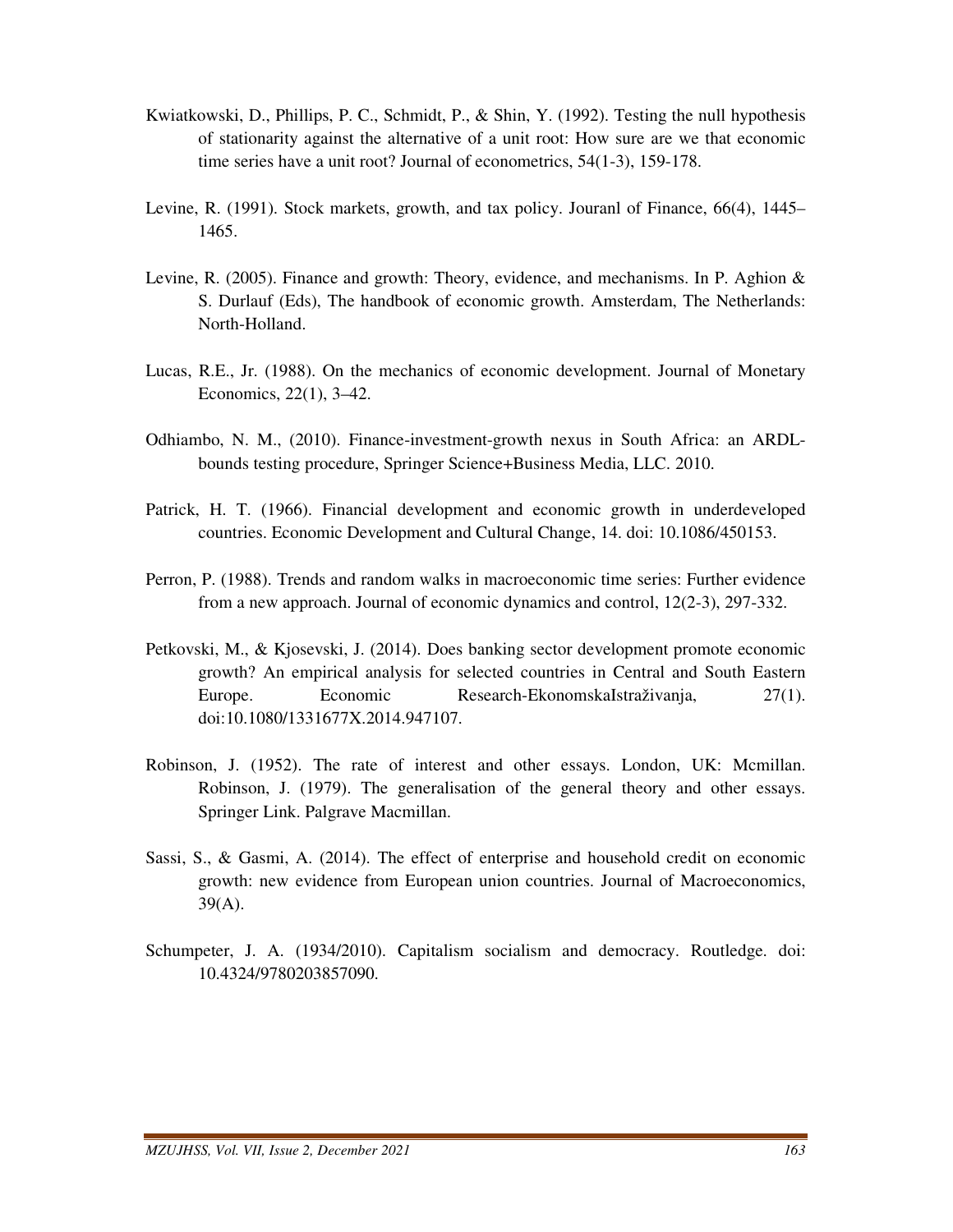Kwiatkowski, D., Phillips, P. C., Schmidt, P., & Shin, Y. (1992). Testing the null hypothesis of stationarity against the alternative of a unit root: How sure are we that economic time series have a unit root? Journal of econometrics, 54(1-3), 159-178.

Levine, R. (1991). Stock markets, growth, and tax policy. Jouranl of Finance, 66(4), 1445–1465.

Levine, R. (2005). Finance and growth: Theory, evidence, and mechanisms. In P. Aghion & S. Durlauf (Eds), The handbook of economic growth. Amsterdam, The Netherlands: North-Holland.

Lucas, R.E., Jr. (1988). On the mechanics of economic development. Journal of Monetary Economics, 22(1), 3–42.

Odhiambo, N. M., (2010). Finance-investment-growth nexus in South Africa: an ARDL-bounds testing procedure, Springer Science+Business Media, LLC. 2010.

Patrick, H. T. (1966). Financial development and economic growth in underdeveloped countries. Economic Development and Cultural Change, 14. doi: 10.1086/450153.

Perron, P. (1988). Trends and random walks in macroeconomic time series: Further evidence from a new approach. Journal of economic dynamics and control, 12(2-3), 297-332.

Petkovski, M., & Kjosevski, J. (2014). Does banking sector development promote economic growth? An empirical analysis for selected countries in Central and South Eastern Europe. Economic Research-EkonomskaIstraživanja, 27(1). doi:10.1080/1331677X.2014.947107.

Robinson, J. (1952). The rate of interest and other essays. London, UK: Mcmillan. Robinson, J. (1979). The generalisation of the general theory and other essays. Springer Link. Palgrave Macmillan.

Sassi, S., & Gasmi, A. (2014). The effect of enterprise and household credit on economic growth: new evidence from European union countries. Journal of Macroeconomics, 39(A).

Schumpeter, J. A. (1934/2010). Capitalism socialism and democracy. Routledge. doi: 10.4324/9780203857090.